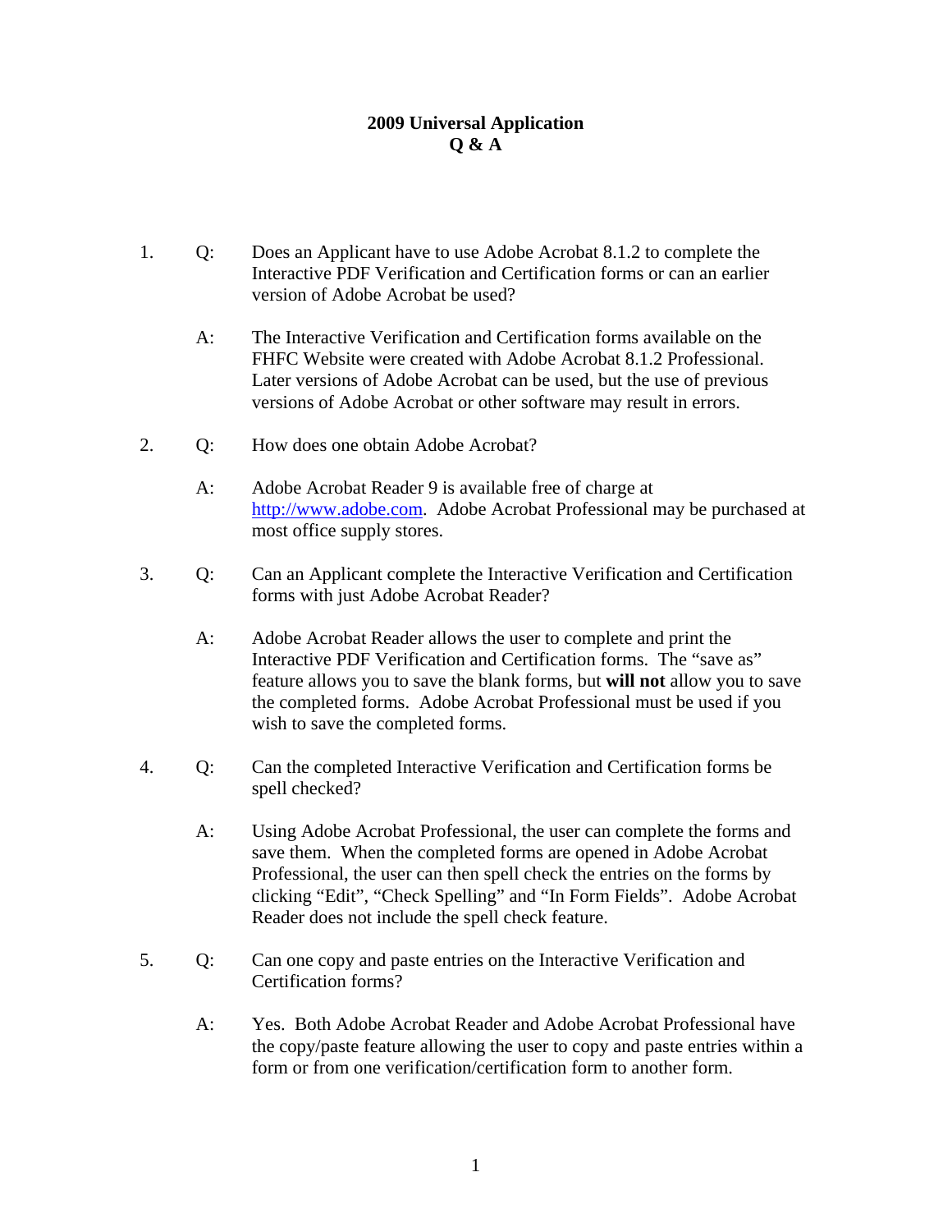# 2009 Universal Application
# Q & A

1. Q: Does an Applicant have to use Adobe Acrobat 8.1.2 to complete the Interactive PDF Verification and Certification forms or can an earlier version of Adobe Acrobat be used?

   A: The Interactive Verification and Certification forms available on the FHFC Website were created with Adobe Acrobat 8.1.2 Professional. Later versions of Adobe Acrobat can be used, but the use of previous versions of Adobe Acrobat or other software may result in errors.

2. Q: How does one obtain Adobe Acrobat?

   A: Adobe Acrobat Reader 9 is available free of charge at http://www.adobe.com. Adobe Acrobat Professional may be purchased at most office supply stores.

3. Q: Can an Applicant complete the Interactive Verification and Certification forms with just Adobe Acrobat Reader?

   A: Adobe Acrobat Reader allows the user to complete and print the Interactive PDF Verification and Certification forms. The "save as" feature allows you to save the blank forms, but **will not** allow you to save the completed forms. Adobe Acrobat Professional must be used if you wish to save the completed forms.

4. Q: Can the completed Interactive Verification and Certification forms be spell checked?

   A: Using Adobe Acrobat Professional, the user can complete the forms and save them. When the completed forms are opened in Adobe Acrobat Professional, the user can then spell check the entries on the forms by clicking "Edit", "Check Spelling" and "In Form Fields". Adobe Acrobat Reader does not include the spell check feature.

5. Q: Can one copy and paste entries on the Interactive Verification and Certification forms?

   A: Yes. Both Adobe Acrobat Reader and Adobe Acrobat Professional have the copy/paste feature allowing the user to copy and paste entries within a form or from one verification/certification form to another form.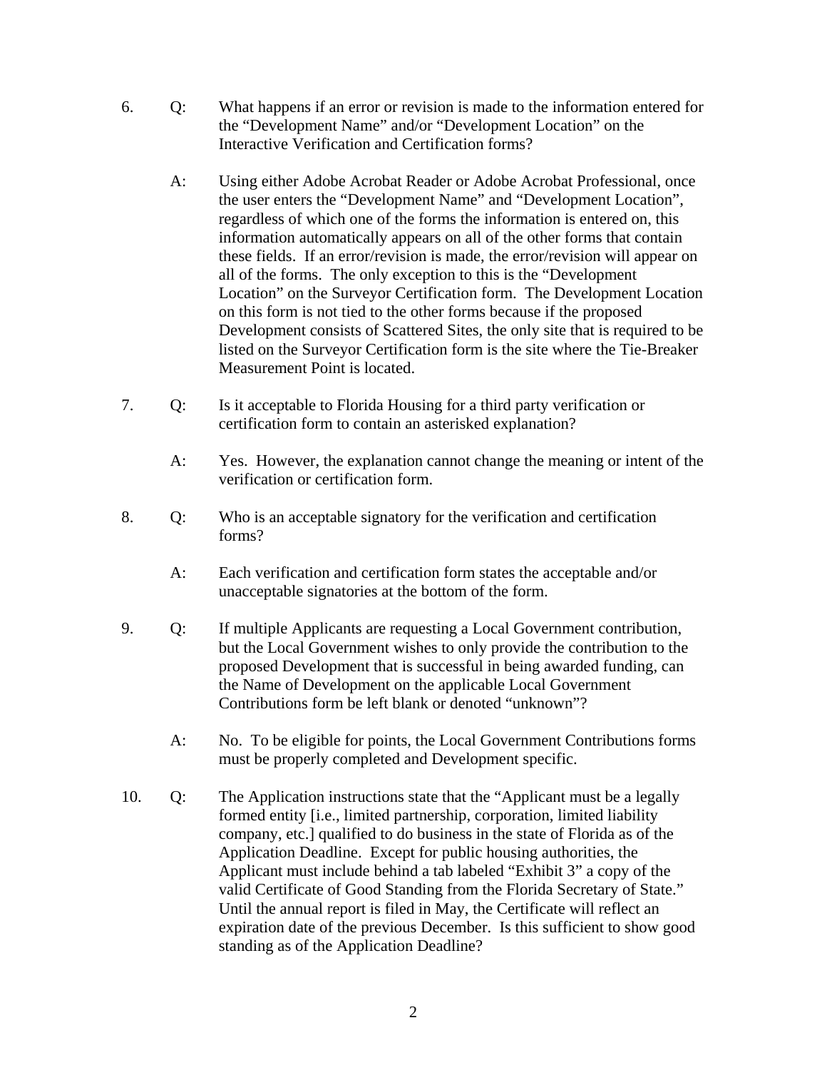6. Q: What happens if an error or revision is made to the information entered for the "Development Name" and/or "Development Location" on the Interactive Verification and Certification forms?

   A: Using either Adobe Acrobat Reader or Adobe Acrobat Professional, once the user enters the "Development Name" and "Development Location", regardless of which one of the forms the information is entered on, this information automatically appears on all of the other forms that contain these fields. If an error/revision is made, the error/revision will appear on all of the forms. The only exception to this is the "Development Location" on the Surveyor Certification form. The Development Location on this form is not tied to the other forms because if the proposed Development consists of Scattered Sites, the only site that is required to be listed on the Surveyor Certification form is the site where the Tie-Breaker Measurement Point is located.

7. Q: Is it acceptable to Florida Housing for a third party verification or certification form to contain an asterisked explanation?

   A: Yes. However, the explanation cannot change the meaning or intent of the verification or certification form.

8. Q: Who is an acceptable signatory for the verification and certification forms?

   A: Each verification and certification form states the acceptable and/or unacceptable signatories at the bottom of the form.

9. Q: If multiple Applicants are requesting a Local Government contribution, but the Local Government wishes to only provide the contribution to the proposed Development that is successful in being awarded funding, can the Name of Development on the applicable Local Government Contributions form be left blank or denoted "unknown"?

   A: No. To be eligible for points, the Local Government Contributions forms must be properly completed and Development specific.

10. Q: The Application instructions state that the "Applicant must be a legally formed entity [i.e., limited partnership, corporation, limited liability company, etc.] qualified to do business in the state of Florida as of the Application Deadline. Except for public housing authorities, the Applicant must include behind a tab labeled "Exhibit 3" a copy of the valid Certificate of Good Standing from the Florida Secretary of State." Until the annual report is filed in May, the Certificate will reflect an expiration date of the previous December. Is this sufficient to show good standing as of the Application Deadline?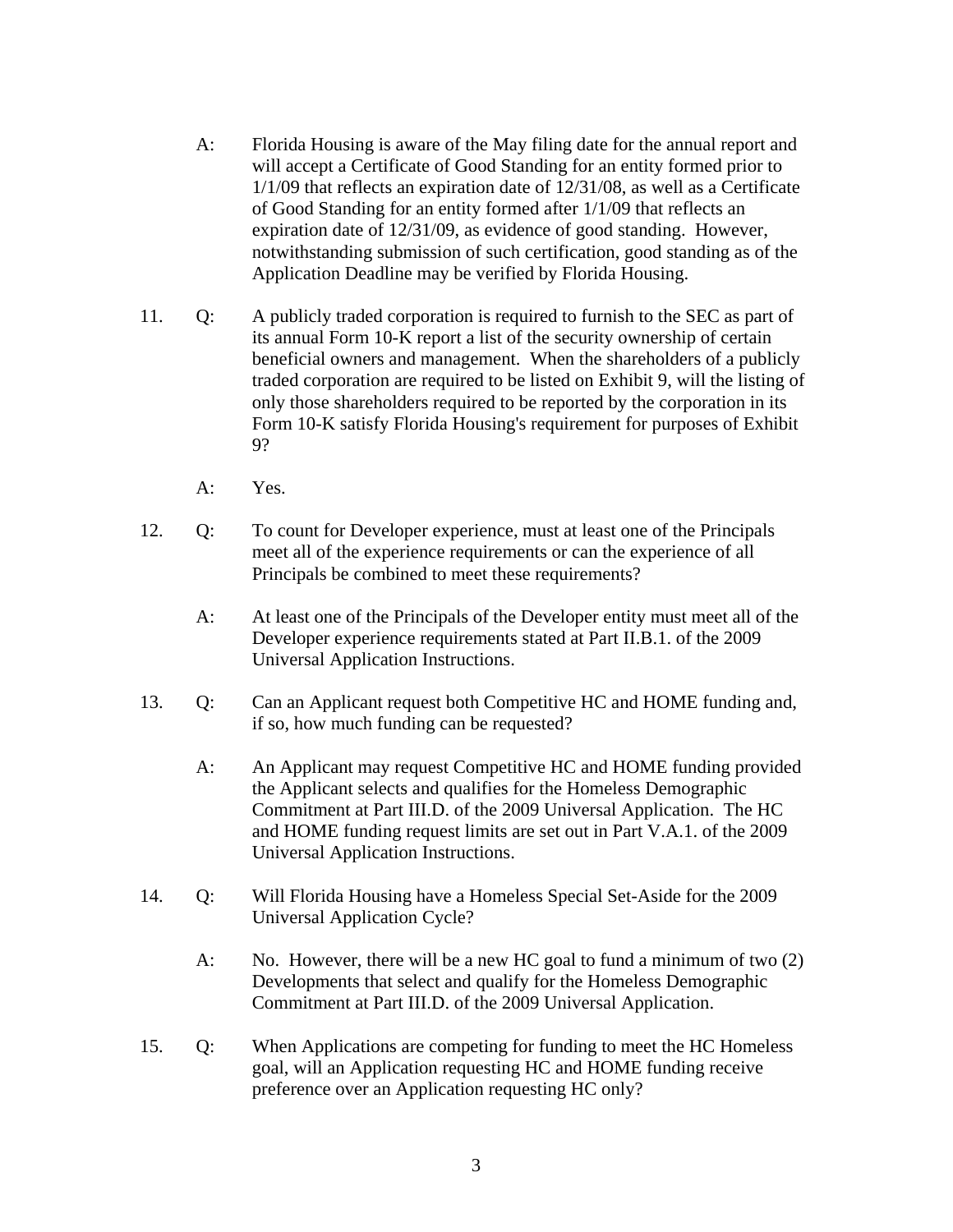A: Florida Housing is aware of the May filing date for the annual report and will accept a Certificate of Good Standing for an entity formed prior to 1/1/09 that reflects an expiration date of 12/31/08, as well as a Certificate of Good Standing for an entity formed after 1/1/09 that reflects an expiration date of 12/31/09, as evidence of good standing. However, notwithstanding submission of such certification, good standing as of the Application Deadline may be verified by Florida Housing.

11. Q: A publicly traded corporation is required to furnish to the SEC as part of its annual Form 10-K report a list of the security ownership of certain beneficial owners and management. When the shareholders of a publicly traded corporation are required to be listed on Exhibit 9, will the listing of only those shareholders required to be reported by the corporation in its Form 10-K satisfy Florida Housing's requirement for purposes of Exhibit 9?

    A: Yes.

12. Q: To count for Developer experience, must at least one of the Principals meet all of the experience requirements or can the experience of all Principals be combined to meet these requirements?

    A: At least one of the Principals of the Developer entity must meet all of the Developer experience requirements stated at Part II.B.1. of the 2009 Universal Application Instructions.

13. Q: Can an Applicant request both Competitive HC and HOME funding and, if so, how much funding can be requested?

    A: An Applicant may request Competitive HC and HOME funding provided the Applicant selects and qualifies for the Homeless Demographic Commitment at Part III.D. of the 2009 Universal Application. The HC and HOME funding request limits are set out in Part V.A.1. of the 2009 Universal Application Instructions.

14. Q: Will Florida Housing have a Homeless Special Set-Aside for the 2009 Universal Application Cycle?

    A: No. However, there will be a new HC goal to fund a minimum of two (2) Developments that select and qualify for the Homeless Demographic Commitment at Part III.D. of the 2009 Universal Application.

15. Q: When Applications are competing for funding to meet the HC Homeless goal, will an Application requesting HC and HOME funding receive preference over an Application requesting HC only?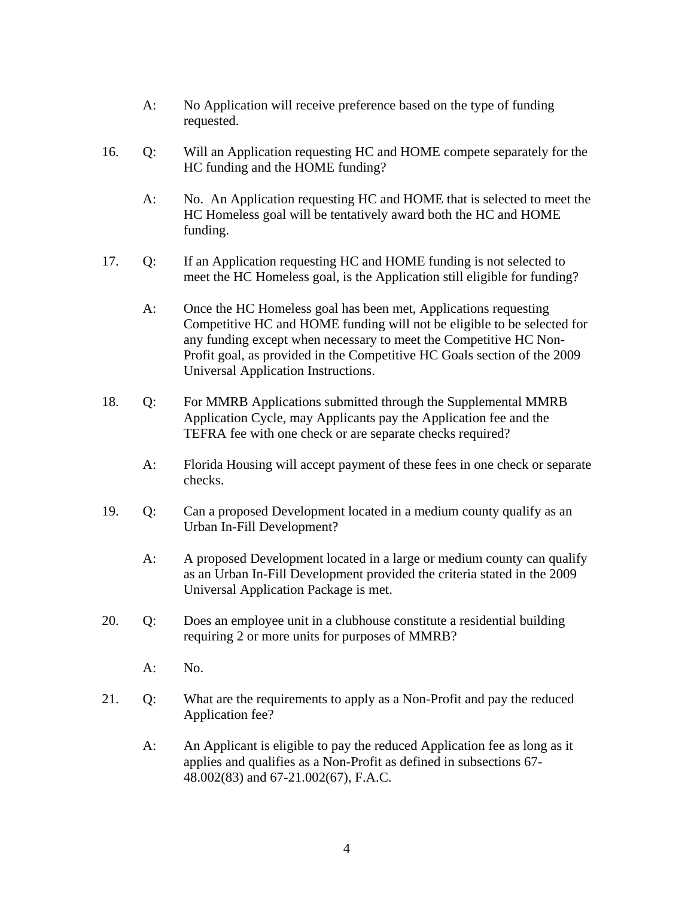A: No Application will receive preference based on the type of funding requested.

16. Q: Will an Application requesting HC and HOME compete separately for the HC funding and the HOME funding?

    A: No. An Application requesting HC and HOME that is selected to meet the HC Homeless goal will be tentatively award both the HC and HOME funding.

17. Q: If an Application requesting HC and HOME funding is not selected to meet the HC Homeless goal, is the Application still eligible for funding?

    A: Once the HC Homeless goal has been met, Applications requesting Competitive HC and HOME funding will not be eligible to be selected for any funding except when necessary to meet the Competitive HC Non-Profit goal, as provided in the Competitive HC Goals section of the 2009 Universal Application Instructions.

18. Q: For MMRB Applications submitted through the Supplemental MMRB Application Cycle, may Applicants pay the Application fee and the TEFRA fee with one check or are separate checks required?

    A: Florida Housing will accept payment of these fees in one check or separate checks.

19. Q: Can a proposed Development located in a medium county qualify as an Urban In-Fill Development?

    A: A proposed Development located in a large or medium county can qualify as an Urban In-Fill Development provided the criteria stated in the 2009 Universal Application Package is met.

20. Q: Does an employee unit in a clubhouse constitute a residential building requiring 2 or more units for purposes of MMRB?

    A: No.

21. Q: What are the requirements to apply as a Non-Profit and pay the reduced Application fee?

    A: An Applicant is eligible to pay the reduced Application fee as long as it applies and qualifies as a Non-Profit as defined in subsections 67-48.002(83) and 67-21.002(67), F.A.C.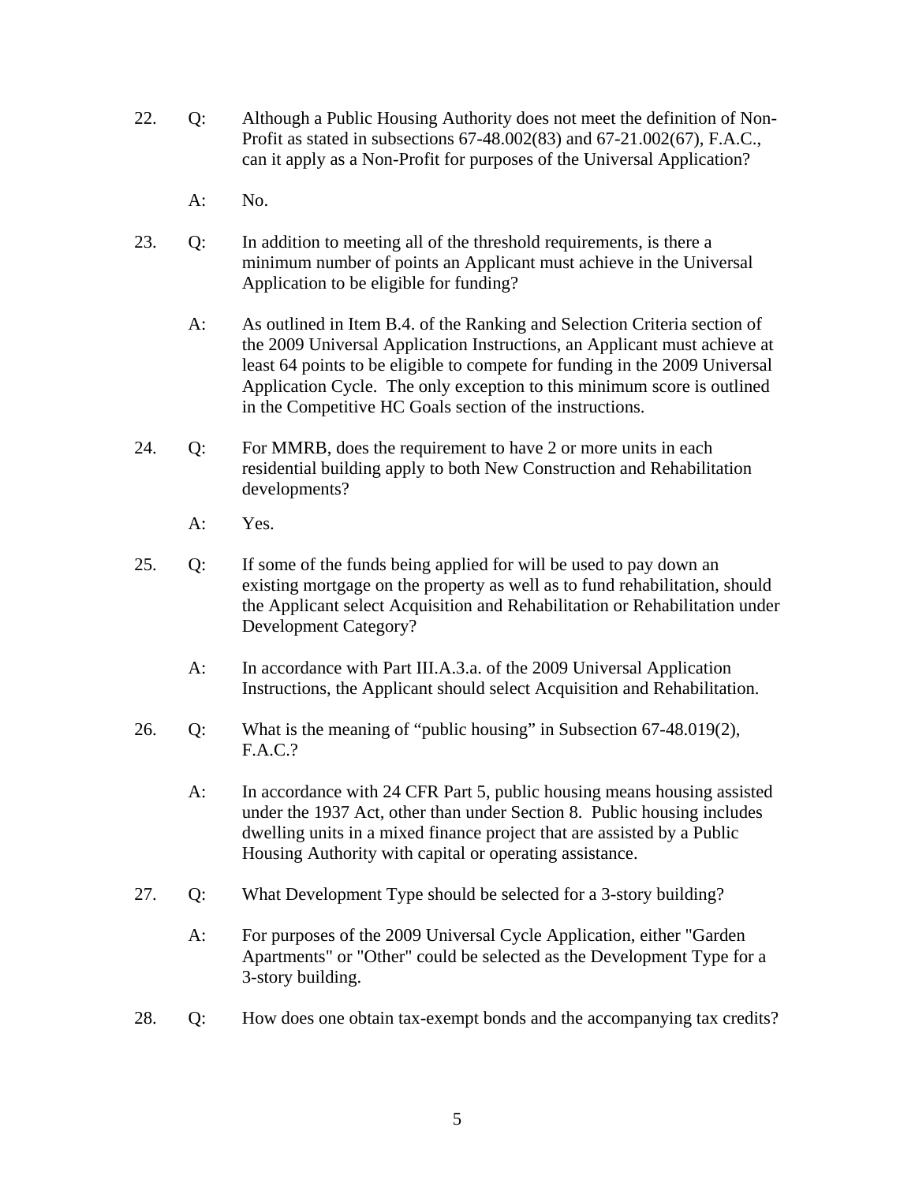22. Q: Although a Public Housing Authority does not meet the definition of Non-Profit as stated in subsections 67-48.002(83) and 67-21.002(67), F.A.C., can it apply as a Non-Profit for purposes of the Universal Application?

    A: No.

23. Q: In addition to meeting all of the threshold requirements, is there a minimum number of points an Applicant must achieve in the Universal Application to be eligible for funding?

    A: As outlined in Item B.4. of the Ranking and Selection Criteria section of the 2009 Universal Application Instructions, an Applicant must achieve at least 64 points to be eligible to compete for funding in the 2009 Universal Application Cycle. The only exception to this minimum score is outlined in the Competitive HC Goals section of the instructions.

24. Q: For MMRB, does the requirement to have 2 or more units in each residential building apply to both New Construction and Rehabilitation developments?

    A: Yes.

25. Q: If some of the funds being applied for will be used to pay down an existing mortgage on the property as well as to fund rehabilitation, should the Applicant select Acquisition and Rehabilitation or Rehabilitation under Development Category?

    A: In accordance with Part III.A.3.a. of the 2009 Universal Application Instructions, the Applicant should select Acquisition and Rehabilitation.

26. Q: What is the meaning of "public housing" in Subsection 67-48.019(2), F.A.C.?

    A: In accordance with 24 CFR Part 5, public housing means housing assisted under the 1937 Act, other than under Section 8. Public housing includes dwelling units in a mixed finance project that are assisted by a Public Housing Authority with capital or operating assistance.

27. Q: What Development Type should be selected for a 3-story building?

    A: For purposes of the 2009 Universal Cycle Application, either "Garden Apartments" or "Other" could be selected as the Development Type for a 3-story building.

28. Q: How does one obtain tax-exempt bonds and the accompanying tax credits?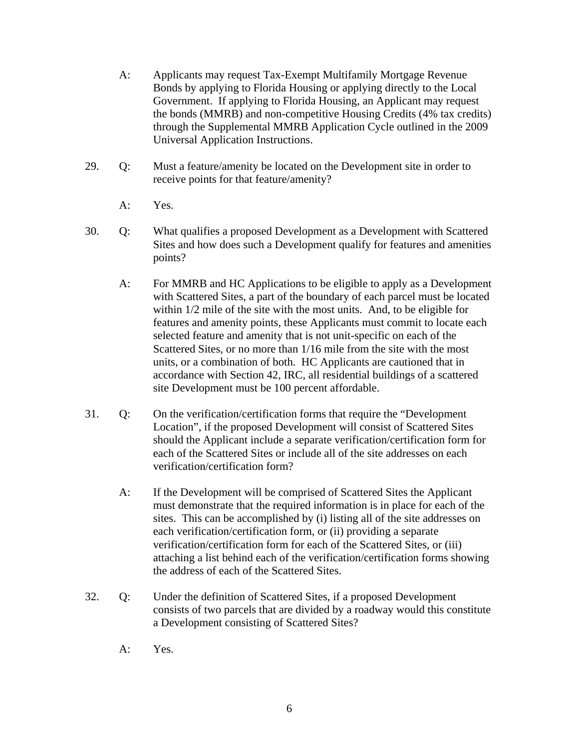A: Applicants may request Tax-Exempt Multifamily Mortgage Revenue Bonds by applying to Florida Housing or applying directly to the Local Government. If applying to Florida Housing, an Applicant may request the bonds (MMRB) and non-competitive Housing Credits (4% tax credits) through the Supplemental MMRB Application Cycle outlined in the 2009 Universal Application Instructions.

29. Q: Must a feature/amenity be located on the Development site in order to receive points for that feature/amenity?

A: Yes.

30. Q: What qualifies a proposed Development as a Development with Scattered Sites and how does such a Development qualify for features and amenities points?

A: For MMRB and HC Applications to be eligible to apply as a Development with Scattered Sites, a part of the boundary of each parcel must be located within 1/2 mile of the site with the most units. And, to be eligible for features and amenity points, these Applicants must commit to locate each selected feature and amenity that is not unit-specific on each of the Scattered Sites, or no more than 1/16 mile from the site with the most units, or a combination of both. HC Applicants are cautioned that in accordance with Section 42, IRC, all residential buildings of a scattered site Development must be 100 percent affordable.

31. Q: On the verification/certification forms that require the "Development Location", if the proposed Development will consist of Scattered Sites should the Applicant include a separate verification/certification form for each of the Scattered Sites or include all of the site addresses on each verification/certification form?

A: If the Development will be comprised of Scattered Sites the Applicant must demonstrate that the required information is in place for each of the sites. This can be accomplished by (i) listing all of the site addresses on each verification/certification form, or (ii) providing a separate verification/certification form for each of the Scattered Sites, or (iii) attaching a list behind each of the verification/certification forms showing the address of each of the Scattered Sites.

32. Q: Under the definition of Scattered Sites, if a proposed Development consists of two parcels that are divided by a roadway would this constitute a Development consisting of Scattered Sites?

A: Yes.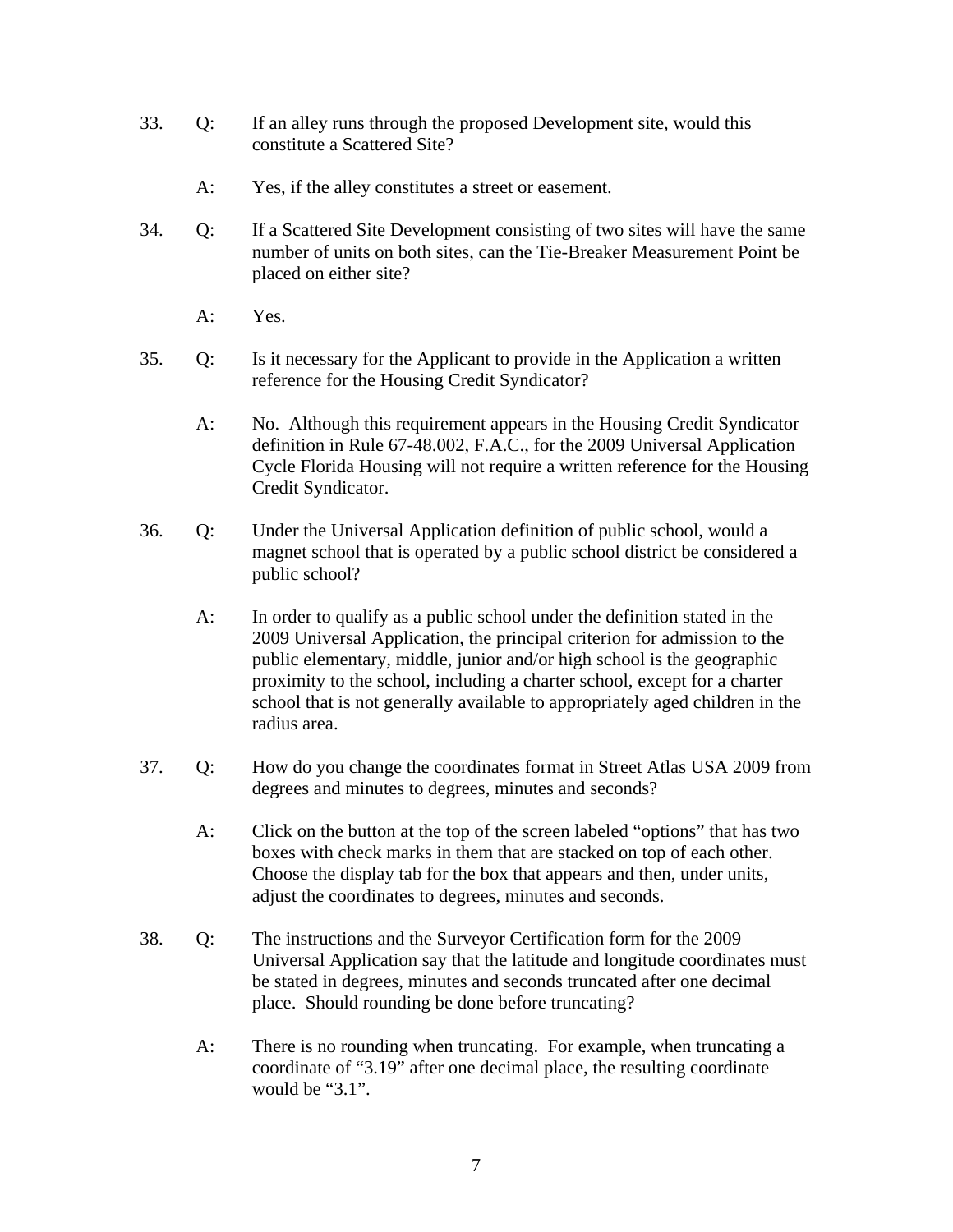33. Q: If an alley runs through the proposed Development site, would this constitute a Scattered Site?

    A: Yes, if the alley constitutes a street or easement.

34. Q: If a Scattered Site Development consisting of two sites will have the same number of units on both sites, can the Tie-Breaker Measurement Point be placed on either site?

    A: Yes.

35. Q: Is it necessary for the Applicant to provide in the Application a written reference for the Housing Credit Syndicator?

    A: No. Although this requirement appears in the Housing Credit Syndicator definition in Rule 67-48.002, F.A.C., for the 2009 Universal Application Cycle Florida Housing will not require a written reference for the Housing Credit Syndicator.

36. Q: Under the Universal Application definition of public school, would a magnet school that is operated by a public school district be considered a public school?

    A: In order to qualify as a public school under the definition stated in the 2009 Universal Application, the principal criterion for admission to the public elementary, middle, junior and/or high school is the geographic proximity to the school, including a charter school, except for a charter school that is not generally available to appropriately aged children in the radius area.

37. Q: How do you change the coordinates format in Street Atlas USA 2009 from degrees and minutes to degrees, minutes and seconds?

    A: Click on the button at the top of the screen labeled "options" that has two boxes with check marks in them that are stacked on top of each other. Choose the display tab for the box that appears and then, under units, adjust the coordinates to degrees, minutes and seconds.

38. Q: The instructions and the Surveyor Certification form for the 2009 Universal Application say that the latitude and longitude coordinates must be stated in degrees, minutes and seconds truncated after one decimal place. Should rounding be done before truncating?

    A: There is no rounding when truncating. For example, when truncating a coordinate of "3.19" after one decimal place, the resulting coordinate would be "3.1".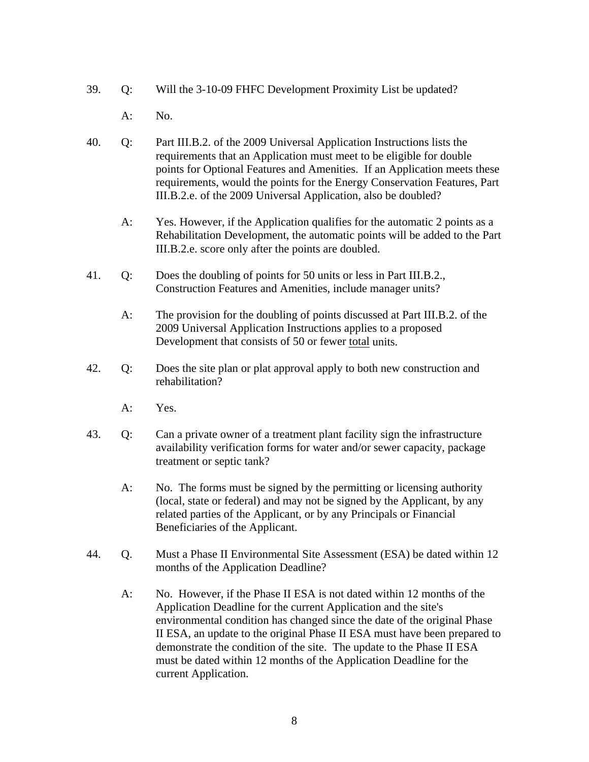39. Q: Will the 3-10-09 FHFC Development Proximity List be updated?

    A: No.

40. Q: Part III.B.2. of the 2009 Universal Application Instructions lists the requirements that an Application must meet to be eligible for double points for Optional Features and Amenities. If an Application meets these requirements, would the points for the Energy Conservation Features, Part III.B.2.e. of the 2009 Universal Application, also be doubled?

    A: Yes. However, if the Application qualifies for the automatic 2 points as a Rehabilitation Development, the automatic points will be added to the Part III.B.2.e. score only after the points are doubled.

41. Q: Does the doubling of points for 50 units or less in Part III.B.2., Construction Features and Amenities, include manager units?

    A: The provision for the doubling of points discussed at Part III.B.2. of the 2009 Universal Application Instructions applies to a proposed Development that consists of 50 or fewer <u>total</u> units.

42. Q: Does the site plan or plat approval apply to both new construction and rehabilitation?

    A: Yes.

43. Q: Can a private owner of a treatment plant facility sign the infrastructure availability verification forms for water and/or sewer capacity, package treatment or septic tank?

    A: No. The forms must be signed by the permitting or licensing authority (local, state or federal) and may not be signed by the Applicant, by any related parties of the Applicant, or by any Principals or Financial Beneficiaries of the Applicant.

44. Q. Must a Phase II Environmental Site Assessment (ESA) be dated within 12 months of the Application Deadline?

    A: No. However, if the Phase II ESA is not dated within 12 months of the Application Deadline for the current Application and the site's environmental condition has changed since the date of the original Phase II ESA, an update to the original Phase II ESA must have been prepared to demonstrate the condition of the site. The update to the Phase II ESA must be dated within 12 months of the Application Deadline for the current Application.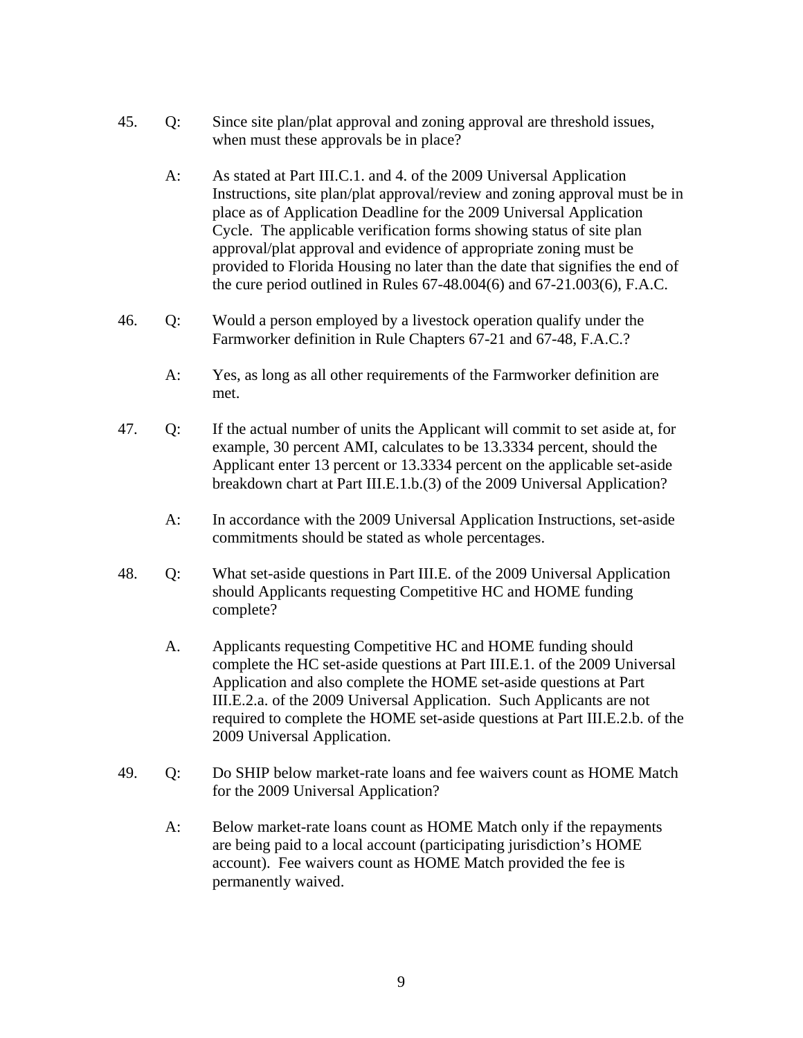45. Q: Since site plan/plat approval and zoning approval are threshold issues, when must these approvals be in place?

    A: As stated at Part III.C.1. and 4. of the 2009 Universal Application Instructions, site plan/plat approval/review and zoning approval must be in place as of Application Deadline for the 2009 Universal Application Cycle. The applicable verification forms showing status of site plan approval/plat approval and evidence of appropriate zoning must be provided to Florida Housing no later than the date that signifies the end of the cure period outlined in Rules 67-48.004(6) and 67-21.003(6), F.A.C.

46. Q: Would a person employed by a livestock operation qualify under the Farmworker definition in Rule Chapters 67-21 and 67-48, F.A.C.?

    A: Yes, as long as all other requirements of the Farmworker definition are met.

47. Q: If the actual number of units the Applicant will commit to set aside at, for example, 30 percent AMI, calculates to be 13.3334 percent, should the Applicant enter 13 percent or 13.3334 percent on the applicable set-aside breakdown chart at Part III.E.1.b.(3) of the 2009 Universal Application?

    A: In accordance with the 2009 Universal Application Instructions, set-aside commitments should be stated as whole percentages.

48. Q: What set-aside questions in Part III.E. of the 2009 Universal Application should Applicants requesting Competitive HC and HOME funding complete?

    A. Applicants requesting Competitive HC and HOME funding should complete the HC set-aside questions at Part III.E.1. of the 2009 Universal Application and also complete the HOME set-aside questions at Part III.E.2.a. of the 2009 Universal Application. Such Applicants are not required to complete the HOME set-aside questions at Part III.E.2.b. of the 2009 Universal Application.

49. Q: Do SHIP below market-rate loans and fee waivers count as HOME Match for the 2009 Universal Application?

    A: Below market-rate loans count as HOME Match only if the repayments are being paid to a local account (participating jurisdiction's HOME account). Fee waivers count as HOME Match provided the fee is permanently waived.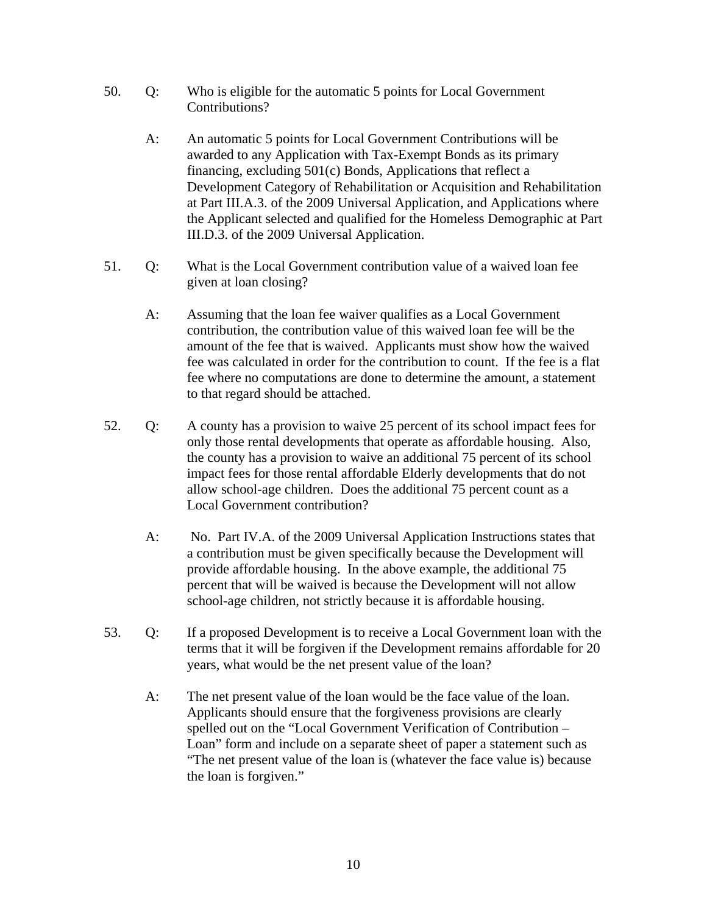50. Q: Who is eligible for the automatic 5 points for Local Government Contributions?

    A: An automatic 5 points for Local Government Contributions will be awarded to any Application with Tax-Exempt Bonds as its primary financing, excluding 501(c) Bonds, Applications that reflect a Development Category of Rehabilitation or Acquisition and Rehabilitation at Part III.A.3. of the 2009 Universal Application, and Applications where the Applicant selected and qualified for the Homeless Demographic at Part III.D.3. of the 2009 Universal Application.

51. Q: What is the Local Government contribution value of a waived loan fee given at loan closing?

    A: Assuming that the loan fee waiver qualifies as a Local Government contribution, the contribution value of this waived loan fee will be the amount of the fee that is waived. Applicants must show how the waived fee was calculated in order for the contribution to count. If the fee is a flat fee where no computations are done to determine the amount, a statement to that regard should be attached.

52. Q: A county has a provision to waive 25 percent of its school impact fees for only those rental developments that operate as affordable housing. Also, the county has a provision to waive an additional 75 percent of its school impact fees for those rental affordable Elderly developments that do not allow school-age children. Does the additional 75 percent count as a Local Government contribution?

    A: No. Part IV.A. of the 2009 Universal Application Instructions states that a contribution must be given specifically because the Development will provide affordable housing. In the above example, the additional 75 percent that will be waived is because the Development will not allow school-age children, not strictly because it is affordable housing.

53. Q: If a proposed Development is to receive a Local Government loan with the terms that it will be forgiven if the Development remains affordable for 20 years, what would be the net present value of the loan?

    A: The net present value of the loan would be the face value of the loan. Applicants should ensure that the forgiveness provisions are clearly spelled out on the "Local Government Verification of Contribution – Loan" form and include on a separate sheet of paper a statement such as "The net present value of the loan is (whatever the face value is) because the loan is forgiven."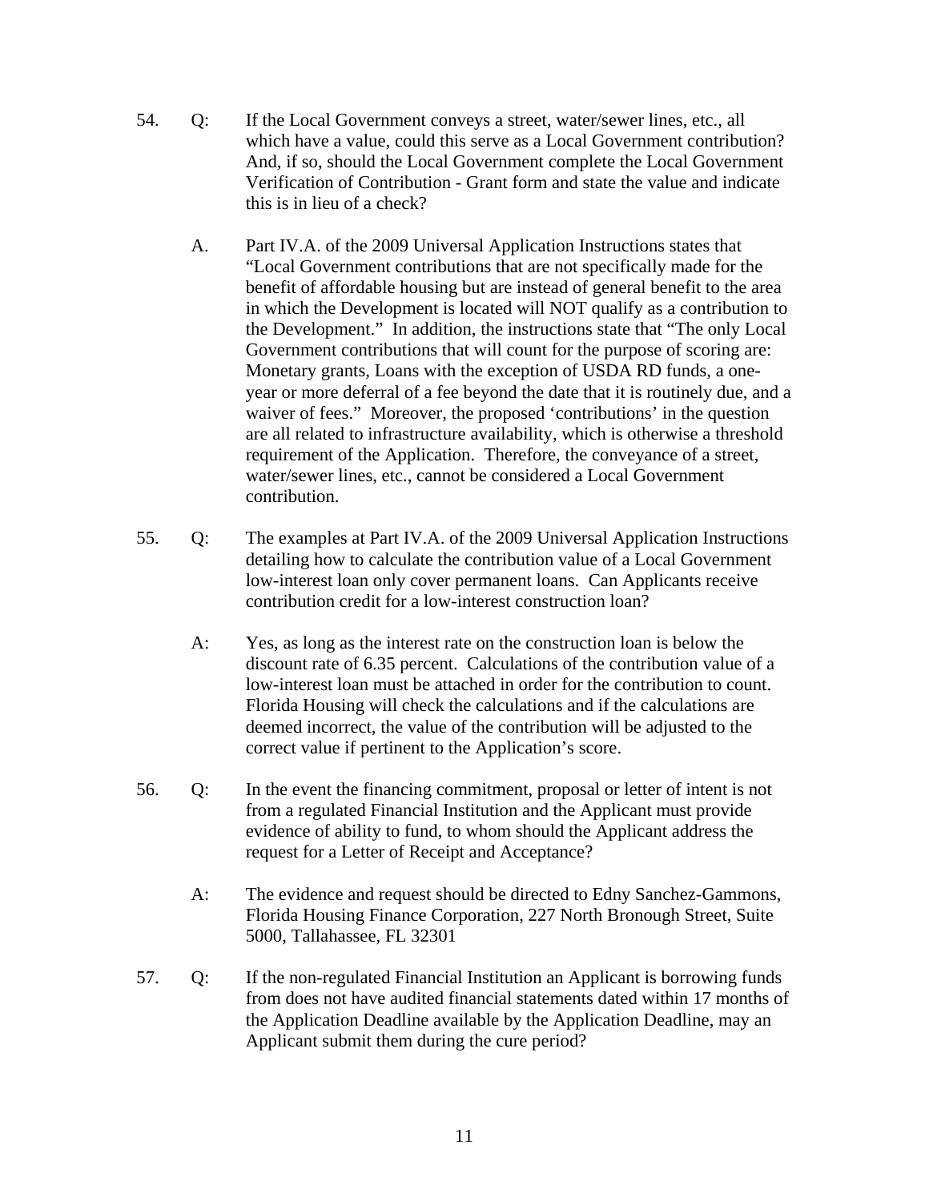54. Q: If the Local Government conveys a street, water/sewer lines, etc., all which have a value, could this serve as a Local Government contribution? And, if so, should the Local Government complete the Local Government Verification of Contribution - Grant form and state the value and indicate this is in lieu of a check?

    A. Part IV.A. of the 2009 Universal Application Instructions states that "Local Government contributions that are not specifically made for the benefit of affordable housing but are instead of general benefit to the area in which the Development is located will NOT qualify as a contribution to the Development." In addition, the instructions state that "The only Local Government contributions that will count for the purpose of scoring are: Monetary grants, Loans with the exception of USDA RD funds, a one-year or more deferral of a fee beyond the date that it is routinely due, and a waiver of fees." Moreover, the proposed 'contributions' in the question are all related to infrastructure availability, which is otherwise a threshold requirement of the Application. Therefore, the conveyance of a street, water/sewer lines, etc., cannot be considered a Local Government contribution.

55. Q: The examples at Part IV.A. of the 2009 Universal Application Instructions detailing how to calculate the contribution value of a Local Government low-interest loan only cover permanent loans. Can Applicants receive contribution credit for a low-interest construction loan?

    A: Yes, as long as the interest rate on the construction loan is below the discount rate of 6.35 percent. Calculations of the contribution value of a low-interest loan must be attached in order for the contribution to count. Florida Housing will check the calculations and if the calculations are deemed incorrect, the value of the contribution will be adjusted to the correct value if pertinent to the Application's score.

56. Q: In the event the financing commitment, proposal or letter of intent is not from a regulated Financial Institution and the Applicant must provide evidence of ability to fund, to whom should the Applicant address the request for a Letter of Receipt and Acceptance?

    A: The evidence and request should be directed to Edny Sanchez-Gammons, Florida Housing Finance Corporation, 227 North Bronough Street, Suite 5000, Tallahassee, FL 32301

57. Q: If the non-regulated Financial Institution an Applicant is borrowing funds from does not have audited financial statements dated within 17 months of the Application Deadline available by the Application Deadline, may an Applicant submit them during the cure period?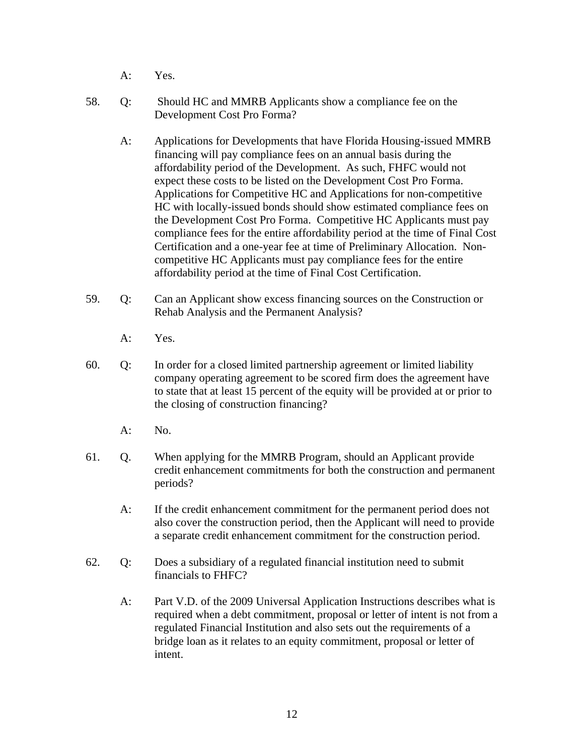A: Yes.

58. Q: Should HC and MMRB Applicants show a compliance fee on the Development Cost Pro Forma?

    A: Applications for Developments that have Florida Housing-issued MMRB financing will pay compliance fees on an annual basis during the affordability period of the Development. As such, FHFC would not expect these costs to be listed on the Development Cost Pro Forma. Applications for Competitive HC and Applications for non-competitive HC with locally-issued bonds should show estimated compliance fees on the Development Cost Pro Forma. Competitive HC Applicants must pay compliance fees for the entire affordability period at the time of Final Cost Certification and a one-year fee at time of Preliminary Allocation. Non-competitive HC Applicants must pay compliance fees for the entire affordability period at the time of Final Cost Certification.

59. Q: Can an Applicant show excess financing sources on the Construction or Rehab Analysis and the Permanent Analysis?

    A: Yes.

60. Q: In order for a closed limited partnership agreement or limited liability company operating agreement to be scored firm does the agreement have to state that at least 15 percent of the equity will be provided at or prior to the closing of construction financing?

    A: No.

61. Q. When applying for the MMRB Program, should an Applicant provide credit enhancement commitments for both the construction and permanent periods?

    A: If the credit enhancement commitment for the permanent period does not also cover the construction period, then the Applicant will need to provide a separate credit enhancement commitment for the construction period.

62. Q: Does a subsidiary of a regulated financial institution need to submit financials to FHFC?

    A: Part V.D. of the 2009 Universal Application Instructions describes what is required when a debt commitment, proposal or letter of intent is not from a regulated Financial Institution and also sets out the requirements of a bridge loan as it relates to an equity commitment, proposal or letter of intent.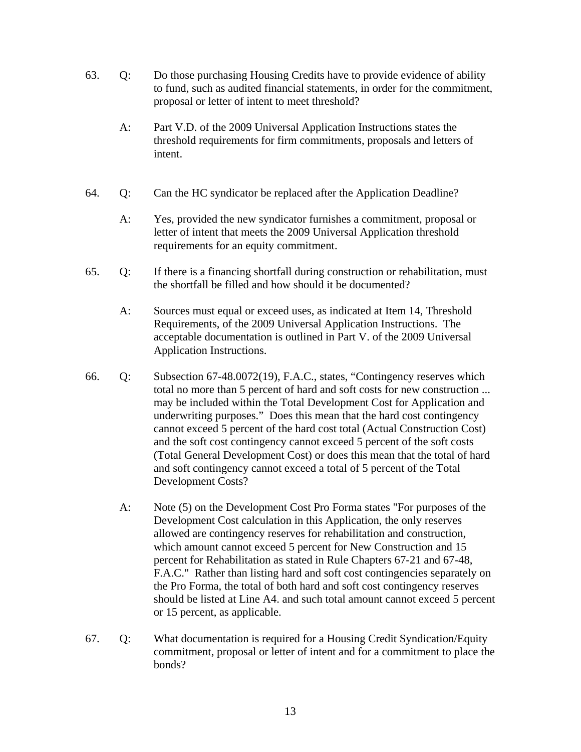63. Q: Do those purchasing Housing Credits have to provide evidence of ability to fund, such as audited financial statements, in order for the commitment, proposal or letter of intent to meet threshold?

    A: Part V.D. of the 2009 Universal Application Instructions states the threshold requirements for firm commitments, proposals and letters of intent.

64. Q: Can the HC syndicator be replaced after the Application Deadline?

    A: Yes, provided the new syndicator furnishes a commitment, proposal or letter of intent that meets the 2009 Universal Application threshold requirements for an equity commitment.

65. Q: If there is a financing shortfall during construction or rehabilitation, must the shortfall be filled and how should it be documented?

    A: Sources must equal or exceed uses, as indicated at Item 14, Threshold Requirements, of the 2009 Universal Application Instructions. The acceptable documentation is outlined in Part V. of the 2009 Universal Application Instructions.

66. Q: Subsection 67-48.0072(19), F.A.C., states, "Contingency reserves which total no more than 5 percent of hard and soft costs for new construction ... may be included within the Total Development Cost for Application and underwriting purposes." Does this mean that the hard cost contingency cannot exceed 5 percent of the hard cost total (Actual Construction Cost) and the soft cost contingency cannot exceed 5 percent of the soft costs (Total General Development Cost) or does this mean that the total of hard and soft contingency cannot exceed a total of 5 percent of the Total Development Costs?

    A: Note (5) on the Development Cost Pro Forma states "For purposes of the Development Cost calculation in this Application, the only reserves allowed are contingency reserves for rehabilitation and construction, which amount cannot exceed 5 percent for New Construction and 15 percent for Rehabilitation as stated in Rule Chapters 67-21 and 67-48, F.A.C." Rather than listing hard and soft cost contingencies separately on the Pro Forma, the total of both hard and soft cost contingency reserves should be listed at Line A4. and such total amount cannot exceed 5 percent or 15 percent, as applicable.

67. Q: What documentation is required for a Housing Credit Syndication/Equity commitment, proposal or letter of intent and for a commitment to place the bonds?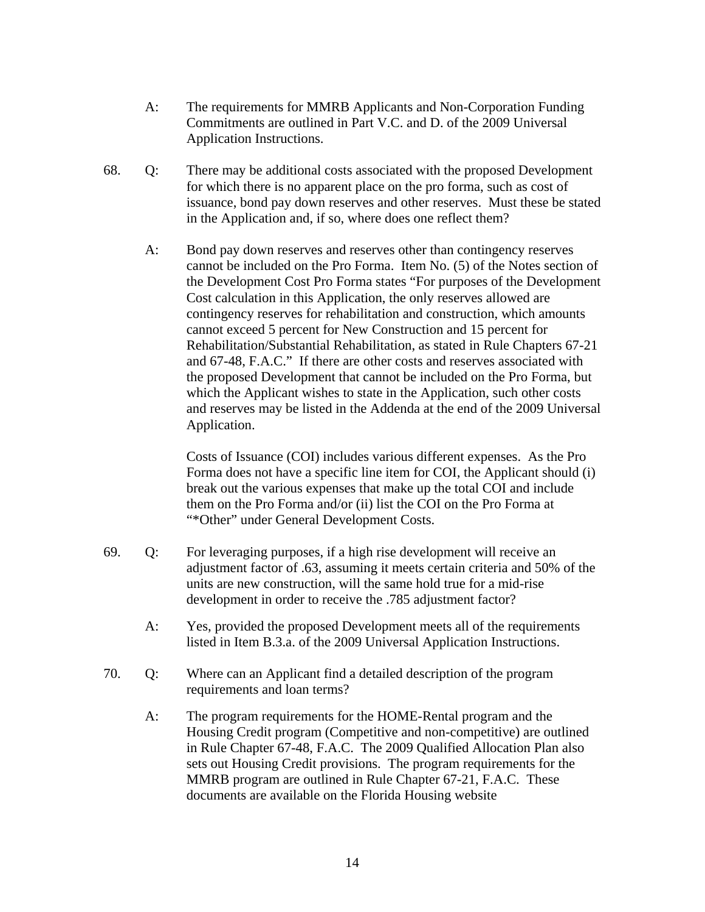A: The requirements for MMRB Applicants and Non-Corporation Funding Commitments are outlined in Part V.C. and D. of the 2009 Universal Application Instructions.

68. Q: There may be additional costs associated with the proposed Development for which there is no apparent place on the pro forma, such as cost of issuance, bond pay down reserves and other reserves. Must these be stated in the Application and, if so, where does one reflect them?

A: Bond pay down reserves and reserves other than contingency reserves cannot be included on the Pro Forma. Item No. (5) of the Notes section of the Development Cost Pro Forma states "For purposes of the Development Cost calculation in this Application, the only reserves allowed are contingency reserves for rehabilitation and construction, which amounts cannot exceed 5 percent for New Construction and 15 percent for Rehabilitation/Substantial Rehabilitation, as stated in Rule Chapters 67-21 and 67-48, F.A.C." If there are other costs and reserves associated with the proposed Development that cannot be included on the Pro Forma, but which the Applicant wishes to state in the Application, such other costs and reserves may be listed in the Addenda at the end of the 2009 Universal Application.

Costs of Issuance (COI) includes various different expenses. As the Pro Forma does not have a specific line item for COI, the Applicant should (i) break out the various expenses that make up the total COI and include them on the Pro Forma and/or (ii) list the COI on the Pro Forma at "*Other" under General Development Costs.

69. Q: For leveraging purposes, if a high rise development will receive an adjustment factor of .63, assuming it meets certain criteria and 50% of the units are new construction, will the same hold true for a mid-rise development in order to receive the .785 adjustment factor?

A: Yes, provided the proposed Development meets all of the requirements listed in Item B.3.a. of the 2009 Universal Application Instructions.

70. Q: Where can an Applicant find a detailed description of the program requirements and loan terms?

A: The program requirements for the HOME-Rental program and the Housing Credit program (Competitive and non-competitive) are outlined in Rule Chapter 67-48, F.A.C. The 2009 Qualified Allocation Plan also sets out Housing Credit provisions. The program requirements for the MMRB program are outlined in Rule Chapter 67-21, F.A.C. These documents are available on the Florida Housing website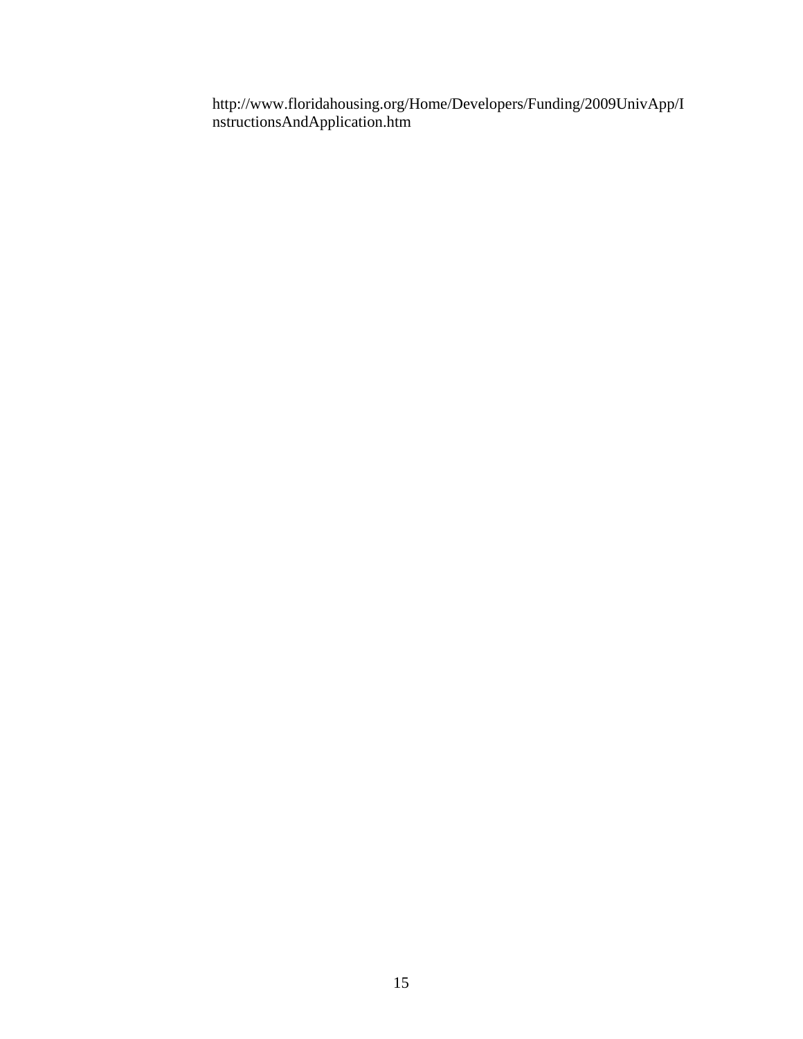http://www.floridahousing.org/Home/Developers/Funding/2009UnivApp/InstructionsAndApplication.htm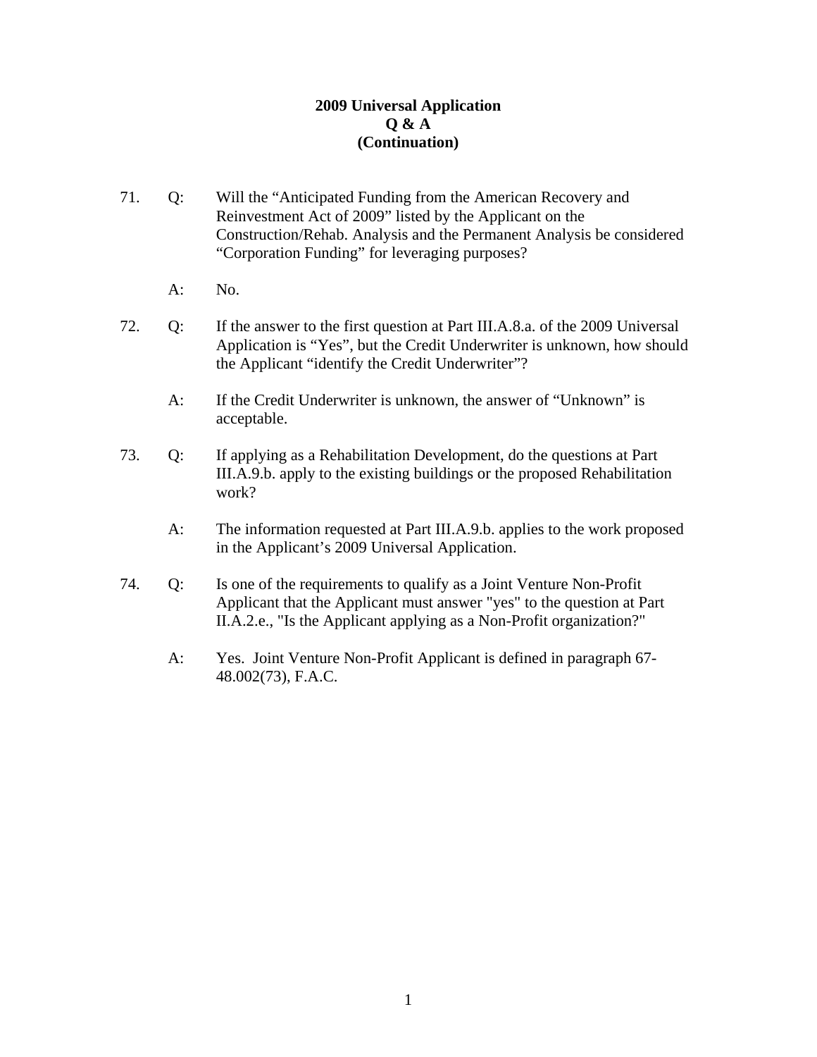**2009 Universal Application**
**Q & A**
**(Continuation)**

71. Q: Will the "Anticipated Funding from the American Recovery and Reinvestment Act of 2009" listed by the Applicant on the Construction/Rehab. Analysis and the Permanent Analysis be considered "Corporation Funding" for leveraging purposes?

    A: No.

72. Q: If the answer to the first question at Part III.A.8.a. of the 2009 Universal Application is "Yes", but the Credit Underwriter is unknown, how should the Applicant "identify the Credit Underwriter"?

    A: If the Credit Underwriter is unknown, the answer of "Unknown" is acceptable.

73. Q: If applying as a Rehabilitation Development, do the questions at Part III.A.9.b. apply to the existing buildings or the proposed Rehabilitation work?

    A: The information requested at Part III.A.9.b. applies to the work proposed in the Applicant's 2009 Universal Application.

74. Q: Is one of the requirements to qualify as a Joint Venture Non-Profit Applicant that the Applicant must answer "yes" to the question at Part II.A.2.e., "Is the Applicant applying as a Non-Profit organization?"

    A: Yes. Joint Venture Non-Profit Applicant is defined in paragraph 67-48.002(73), F.A.C.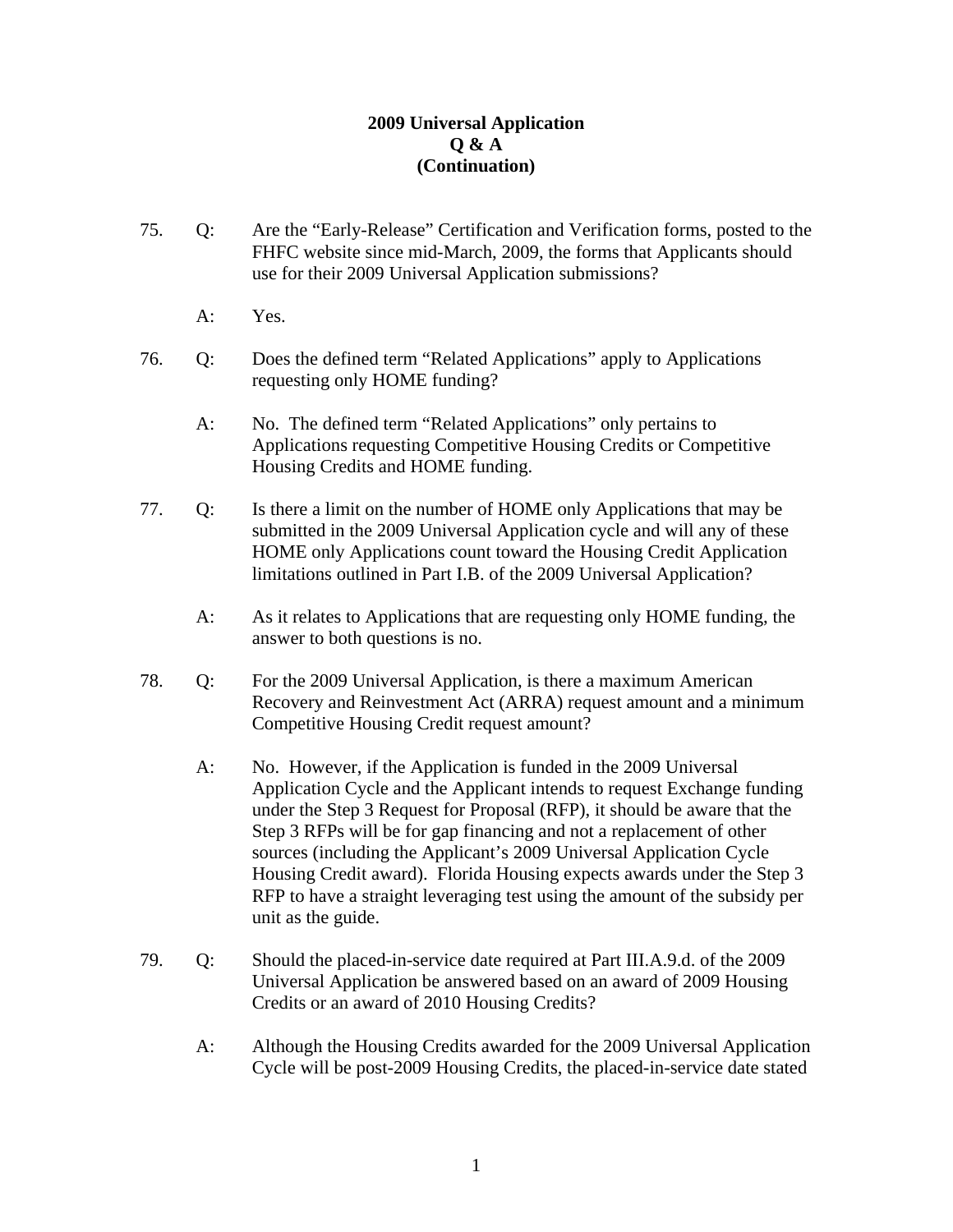**2009 Universal Application**
**Q & A**
**(Continuation)**

75. Q: Are the "Early-Release" Certification and Verification forms, posted to the FHFC website since mid-March, 2009, the forms that Applicants should use for their 2009 Universal Application submissions?

    A: Yes.

76. Q: Does the defined term "Related Applications" apply to Applications requesting only HOME funding?

    A: No. The defined term "Related Applications" only pertains to Applications requesting Competitive Housing Credits or Competitive Housing Credits and HOME funding.

77. Q: Is there a limit on the number of HOME only Applications that may be submitted in the 2009 Universal Application cycle and will any of these HOME only Applications count toward the Housing Credit Application limitations outlined in Part I.B. of the 2009 Universal Application?

    A: As it relates to Applications that are requesting only HOME funding, the answer to both questions is no.

78. Q: For the 2009 Universal Application, is there a maximum American Recovery and Reinvestment Act (ARRA) request amount and a minimum Competitive Housing Credit request amount?

    A: No. However, if the Application is funded in the 2009 Universal Application Cycle and the Applicant intends to request Exchange funding under the Step 3 Request for Proposal (RFP), it should be aware that the Step 3 RFPs will be for gap financing and not a replacement of other sources (including the Applicant's 2009 Universal Application Cycle Housing Credit award). Florida Housing expects awards under the Step 3 RFP to have a straight leveraging test using the amount of the subsidy per unit as the guide.

79. Q: Should the placed-in-service date required at Part III.A.9.d. of the 2009 Universal Application be answered based on an award of 2009 Housing Credits or an award of 2010 Housing Credits?

    A: Although the Housing Credits awarded for the 2009 Universal Application Cycle will be post-2009 Housing Credits, the placed-in-service date stated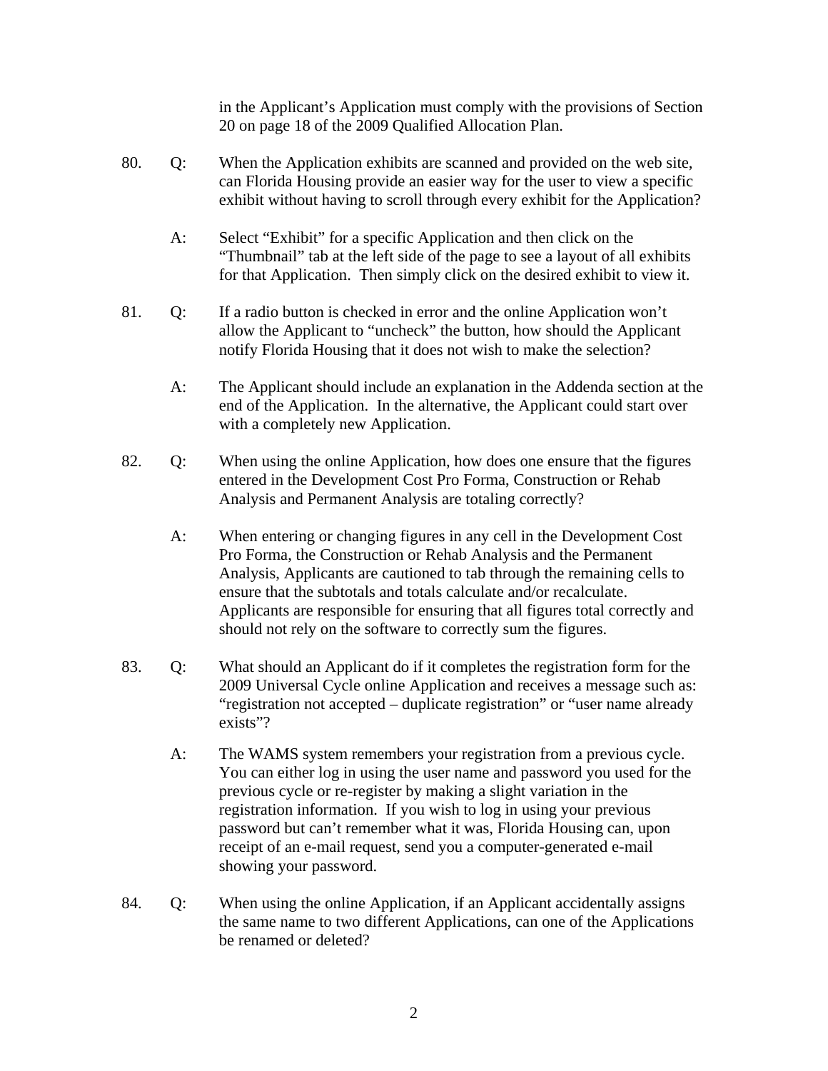in the Applicant's Application must comply with the provisions of Section 20 on page 18 of the 2009 Qualified Allocation Plan.

80. Q: When the Application exhibits are scanned and provided on the web site, can Florida Housing provide an easier way for the user to view a specific exhibit without having to scroll through every exhibit for the Application?

    A: Select "Exhibit" for a specific Application and then click on the "Thumbnail" tab at the left side of the page to see a layout of all exhibits for that Application. Then simply click on the desired exhibit to view it.

81. Q: If a radio button is checked in error and the online Application won't allow the Applicant to "uncheck" the button, how should the Applicant notify Florida Housing that it does not wish to make the selection?

    A: The Applicant should include an explanation in the Addenda section at the end of the Application. In the alternative, the Applicant could start over with a completely new Application.

82. Q: When using the online Application, how does one ensure that the figures entered in the Development Cost Pro Forma, Construction or Rehab Analysis and Permanent Analysis are totaling correctly?

    A: When entering or changing figures in any cell in the Development Cost Pro Forma, the Construction or Rehab Analysis and the Permanent Analysis, Applicants are cautioned to tab through the remaining cells to ensure that the subtotals and totals calculate and/or recalculate. Applicants are responsible for ensuring that all figures total correctly and should not rely on the software to correctly sum the figures.

83. Q: What should an Applicant do if it completes the registration form for the 2009 Universal Cycle online Application and receives a message such as: "registration not accepted – duplicate registration" or "user name already exists"?

    A: The WAMS system remembers your registration from a previous cycle. You can either log in using the user name and password you used for the previous cycle or re-register by making a slight variation in the registration information. If you wish to log in using your previous password but can't remember what it was, Florida Housing can, upon receipt of an e-mail request, send you a computer-generated e-mail showing your password.

84. Q: When using the online Application, if an Applicant accidentally assigns the same name to two different Applications, can one of the Applications be renamed or deleted?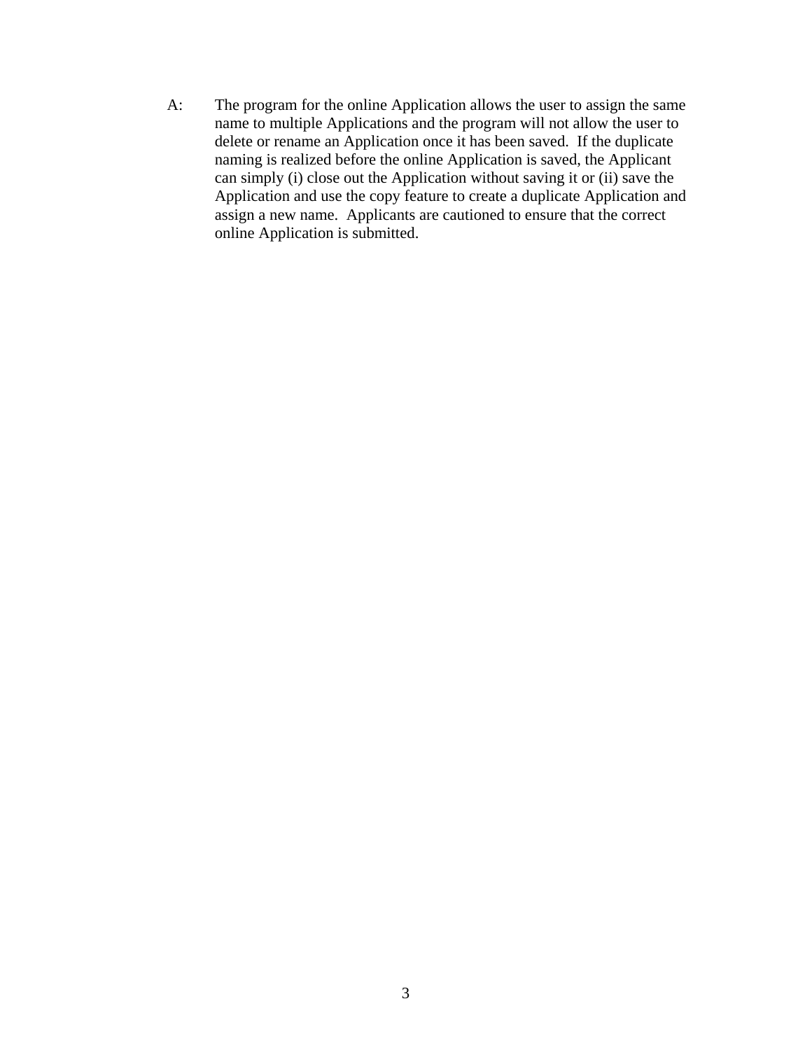A: The program for the online Application allows the user to assign the same name to multiple Applications and the program will not allow the user to delete or rename an Application once it has been saved. If the duplicate naming is realized before the online Application is saved, the Applicant can simply (i) close out the Application without saving it or (ii) save the Application and use the copy feature to create a duplicate Application and assign a new name. Applicants are cautioned to ensure that the correct online Application is submitted.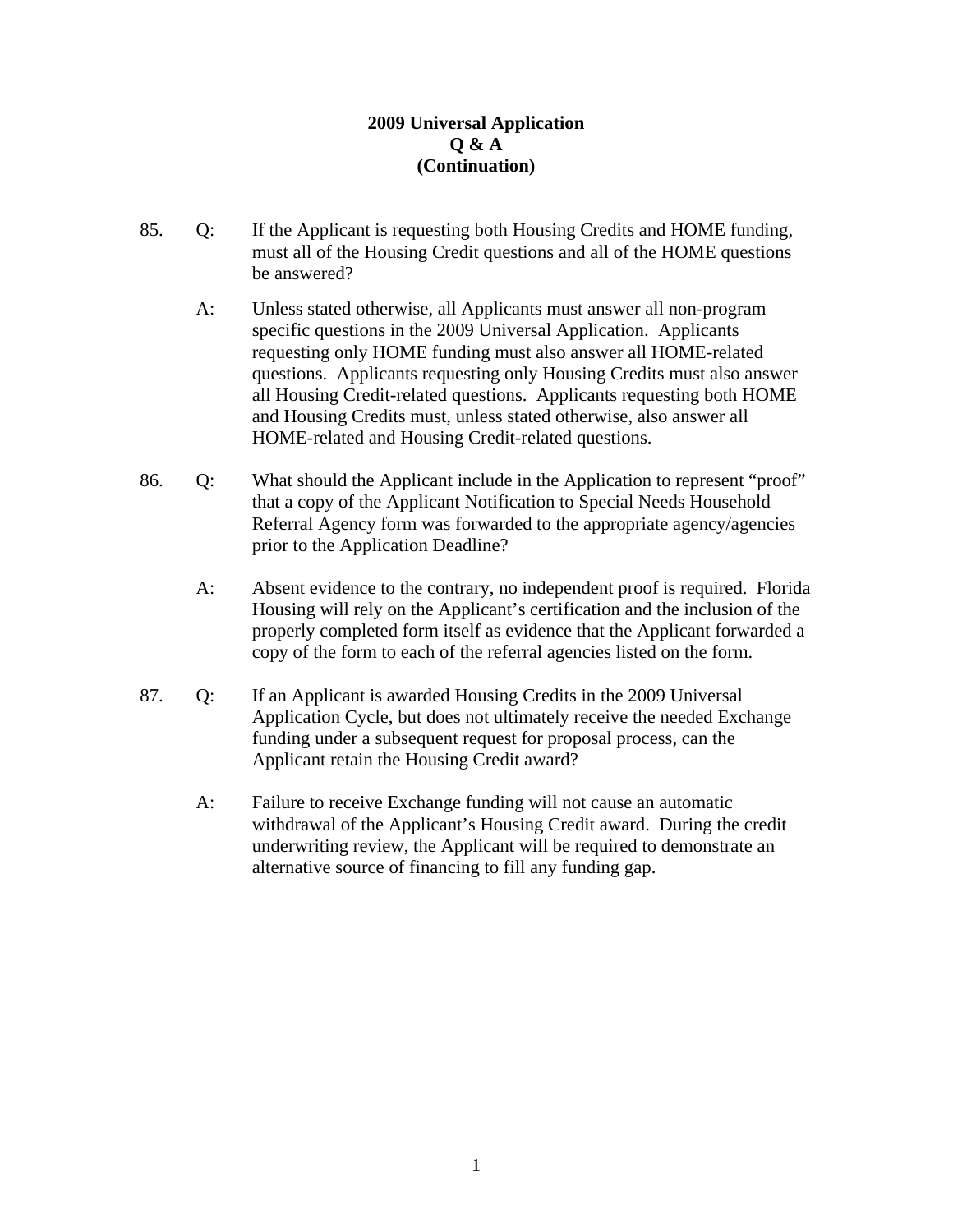# 2009 Universal Application
## Q & A
## (Continuation)

85. Q: If the Applicant is requesting both Housing Credits and HOME funding, must all of the Housing Credit questions and all of the HOME questions be answered?

    A: Unless stated otherwise, all Applicants must answer all non-program specific questions in the 2009 Universal Application. Applicants requesting only HOME funding must also answer all HOME-related questions. Applicants requesting only Housing Credits must also answer all Housing Credit-related questions. Applicants requesting both HOME and Housing Credits must, unless stated otherwise, also answer all HOME-related and Housing Credit-related questions.

86. Q: What should the Applicant include in the Application to represent "proof" that a copy of the Applicant Notification to Special Needs Household Referral Agency form was forwarded to the appropriate agency/agencies prior to the Application Deadline?

    A: Absent evidence to the contrary, no independent proof is required. Florida Housing will rely on the Applicant's certification and the inclusion of the properly completed form itself as evidence that the Applicant forwarded a copy of the form to each of the referral agencies listed on the form.

87. Q: If an Applicant is awarded Housing Credits in the 2009 Universal Application Cycle, but does not ultimately receive the needed Exchange funding under a subsequent request for proposal process, can the Applicant retain the Housing Credit award?

    A: Failure to receive Exchange funding will not cause an automatic withdrawal of the Applicant's Housing Credit award. During the credit underwriting review, the Applicant will be required to demonstrate an alternative source of financing to fill any funding gap.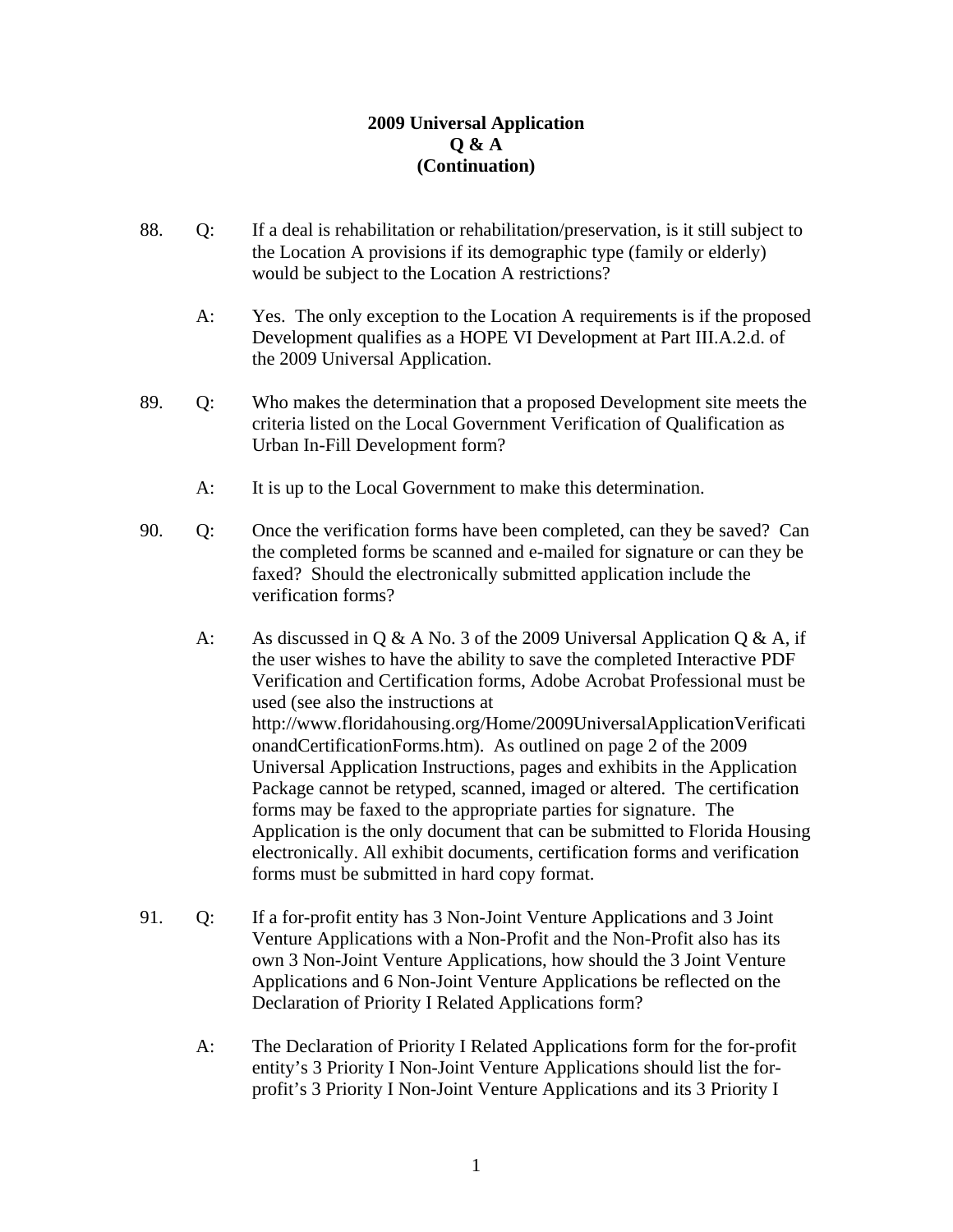**2009 Universal Application**
**Q & A**
**(Continuation)**

88. Q: If a deal is rehabilitation or rehabilitation/preservation, is it still subject to the Location A provisions if its demographic type (family or elderly) would be subject to the Location A restrictions?

    A: Yes. The only exception to the Location A requirements is if the proposed Development qualifies as a HOPE VI Development at Part III.A.2.d. of the 2009 Universal Application.

89. Q: Who makes the determination that a proposed Development site meets the criteria listed on the Local Government Verification of Qualification as Urban In-Fill Development form?

    A: It is up to the Local Government to make this determination.

90. Q: Once the verification forms have been completed, can they be saved? Can the completed forms be scanned and e-mailed for signature or can they be faxed? Should the electronically submitted application include the verification forms?

    A: As discussed in Q & A No. 3 of the 2009 Universal Application Q & A, if the user wishes to have the ability to save the completed Interactive PDF Verification and Certification forms, Adobe Acrobat Professional must be used (see also the instructions at http://www.floridahousing.org/Home/2009UniversalApplicationVerificationandCertificationForms.htm). As outlined on page 2 of the 2009 Universal Application Instructions, pages and exhibits in the Application Package cannot be retyped, scanned, imaged or altered. The certification forms may be faxed to the appropriate parties for signature. The Application is the only document that can be submitted to Florida Housing electronically. All exhibit documents, certification forms and verification forms must be submitted in hard copy format.

91. Q: If a for-profit entity has 3 Non-Joint Venture Applications and 3 Joint Venture Applications with a Non-Profit and the Non-Profit also has its own 3 Non-Joint Venture Applications, how should the 3 Joint Venture Applications and 6 Non-Joint Venture Applications be reflected on the Declaration of Priority I Related Applications form?

    A: The Declaration of Priority I Related Applications form for the for-profit entity's 3 Priority I Non-Joint Venture Applications should list the for-profit's 3 Priority I Non-Joint Venture Applications and its 3 Priority I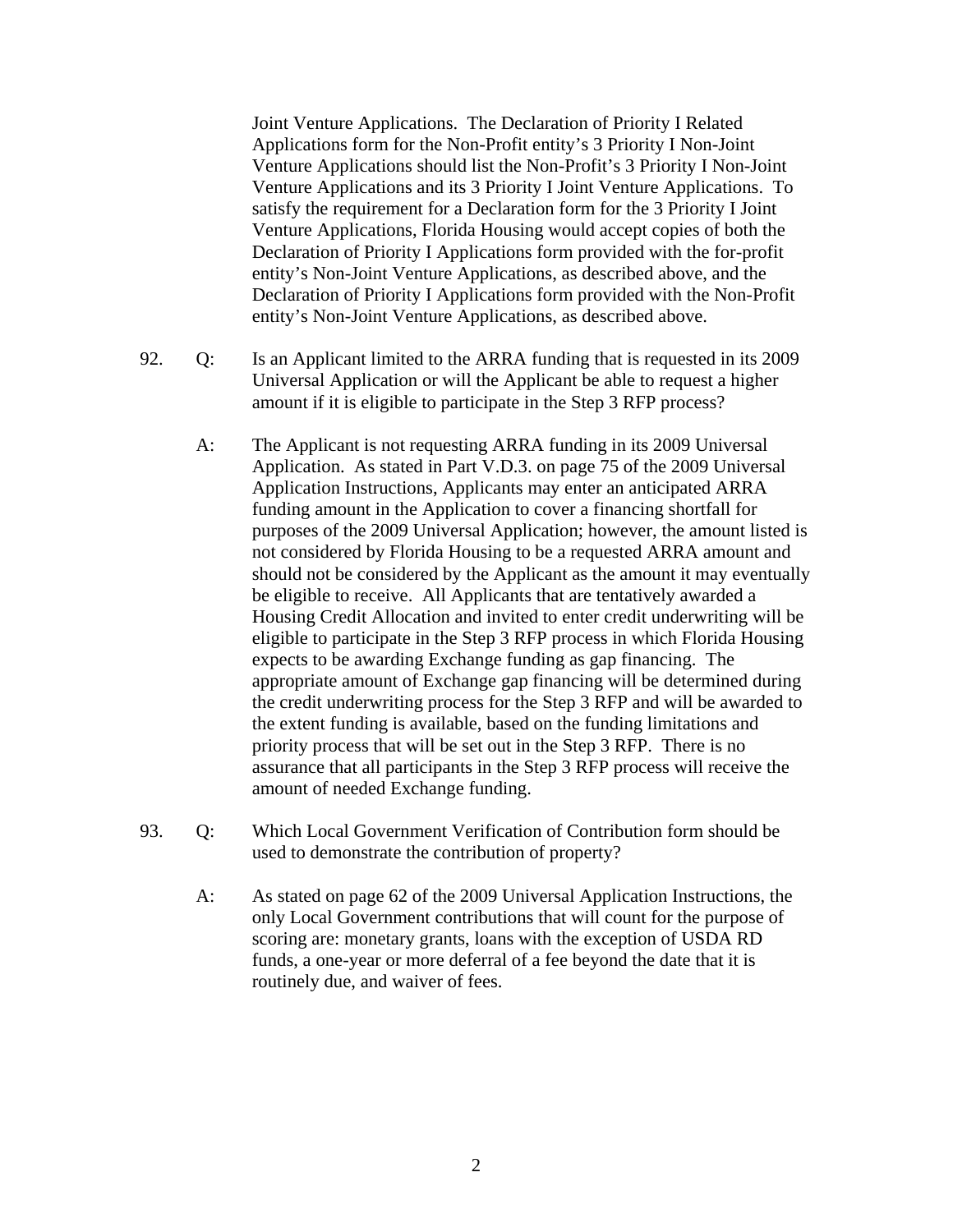Joint Venture Applications. The Declaration of Priority I Related Applications form for the Non-Profit entity's 3 Priority I Non-Joint Venture Applications should list the Non-Profit's 3 Priority I Non-Joint Venture Applications and its 3 Priority I Joint Venture Applications. To satisfy the requirement for a Declaration form for the 3 Priority I Joint Venture Applications, Florida Housing would accept copies of both the Declaration of Priority I Applications form provided with the for-profit entity's Non-Joint Venture Applications, as described above, and the Declaration of Priority I Applications form provided with the Non-Profit entity's Non-Joint Venture Applications, as described above.

92. Q: Is an Applicant limited to the ARRA funding that is requested in its 2009 Universal Application or will the Applicant be able to request a higher amount if it is eligible to participate in the Step 3 RFP process?

A: The Applicant is not requesting ARRA funding in its 2009 Universal Application. As stated in Part V.D.3. on page 75 of the 2009 Universal Application Instructions, Applicants may enter an anticipated ARRA funding amount in the Application to cover a financing shortfall for purposes of the 2009 Universal Application; however, the amount listed is not considered by Florida Housing to be a requested ARRA amount and should not be considered by the Applicant as the amount it may eventually be eligible to receive. All Applicants that are tentatively awarded a Housing Credit Allocation and invited to enter credit underwriting will be eligible to participate in the Step 3 RFP process in which Florida Housing expects to be awarding Exchange funding as gap financing. The appropriate amount of Exchange gap financing will be determined during the credit underwriting process for the Step 3 RFP and will be awarded to the extent funding is available, based on the funding limitations and priority process that will be set out in the Step 3 RFP. There is no assurance that all participants in the Step 3 RFP process will receive the amount of needed Exchange funding.

93. Q: Which Local Government Verification of Contribution form should be used to demonstrate the contribution of property?

A: As stated on page 62 of the 2009 Universal Application Instructions, the only Local Government contributions that will count for the purpose of scoring are: monetary grants, loans with the exception of USDA RD funds, a one-year or more deferral of a fee beyond the date that it is routinely due, and waiver of fees.